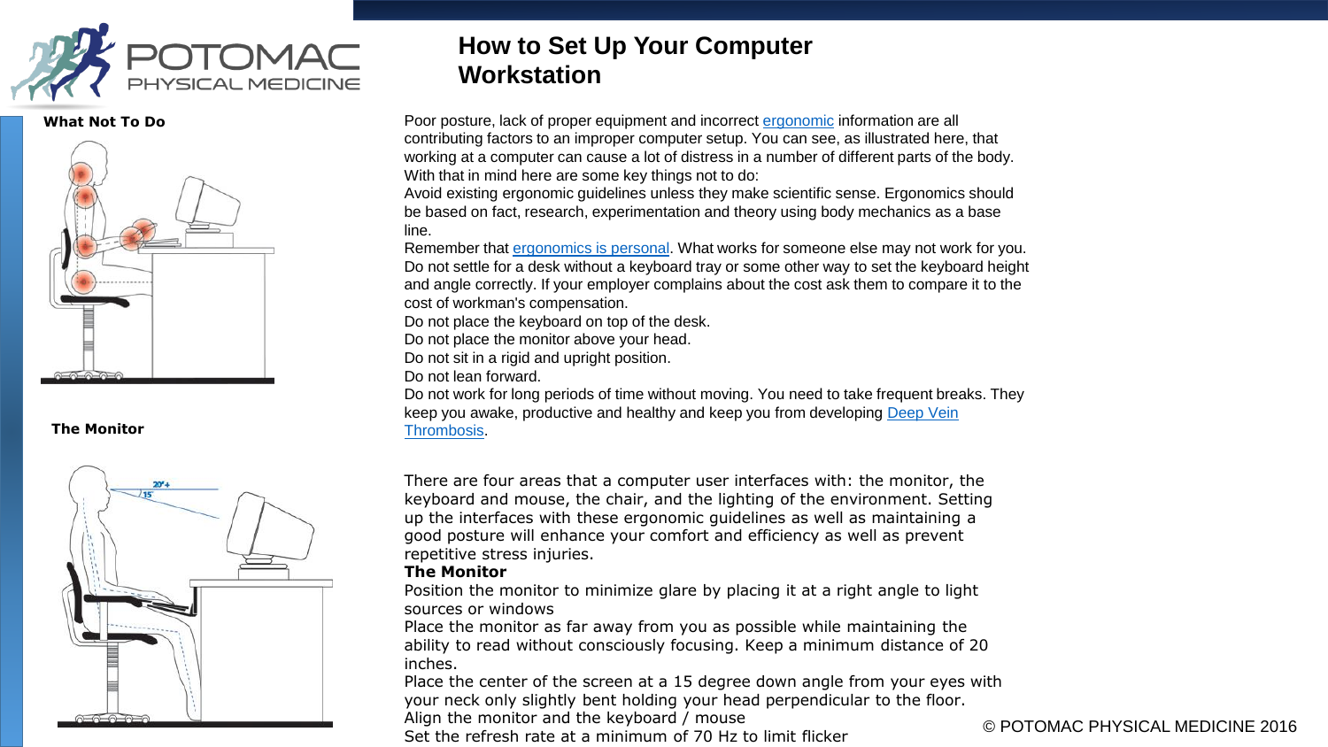# How to Set Up Your Computer Workstation

**What Not To Do**

Poor posture, lack of proper equipment and incorrect ergonomic information are all contributing factors to an improper computer setup. You can see, as illustrated here, that working at a computer can cause a lot of distress in a number of different parts of the body. With that in mind here are some key things not to do:

Avoid existing ergonomic guidelines unless they make scientific sense. Ergonomics should be based on fact, research, experimentation and theory using body mechanics as a base line.

Remember that ergonomics is personal. What works for someone else may not work for you.

Do not settle for a desk without a keyboard tray or some other way to set the keyboard height and angle correctly. If your employer complains about the cost ask them to compare it to the cost of workman's compensation.

Do not place the keyboard on top of the desk.

Do not place the monitor above your head.

Do not sit in a rigid and upright position.

Do not lean forward.

Do not work for long periods of time without moving. You need to take frequent breaks. They keep you awake, productive and healthy and keep you from developing Deep Vein Thrombosis.

**The Monitor**

There are four areas that a computer user interfaces with: the monitor, the keyboard and mouse, the chair, and the lighting of the environment. Setting up the interfaces with these ergonomic guidelines as well as maintaining a good posture will enhance your comfort and efficiency as well as prevent repetitive stress injuries.

**The Monitor**

Position the monitor to minimize glare by placing it at a right angle to light sources or windows

Place the monitor as far away from you as possible while maintaining the ability to read without consciously focusing. Keep a minimum distance of 20 inches.

Place the center of the screen at a 15 degree down angle from your eyes with your neck only slightly bent holding your head perpendicular to the floor.

Align the monitor and the keyboard / mouse

Set the refresh rate at a minimum of 70 Hz to limit flicker

© POTOMAC PHYSICAL MEDICINE 2016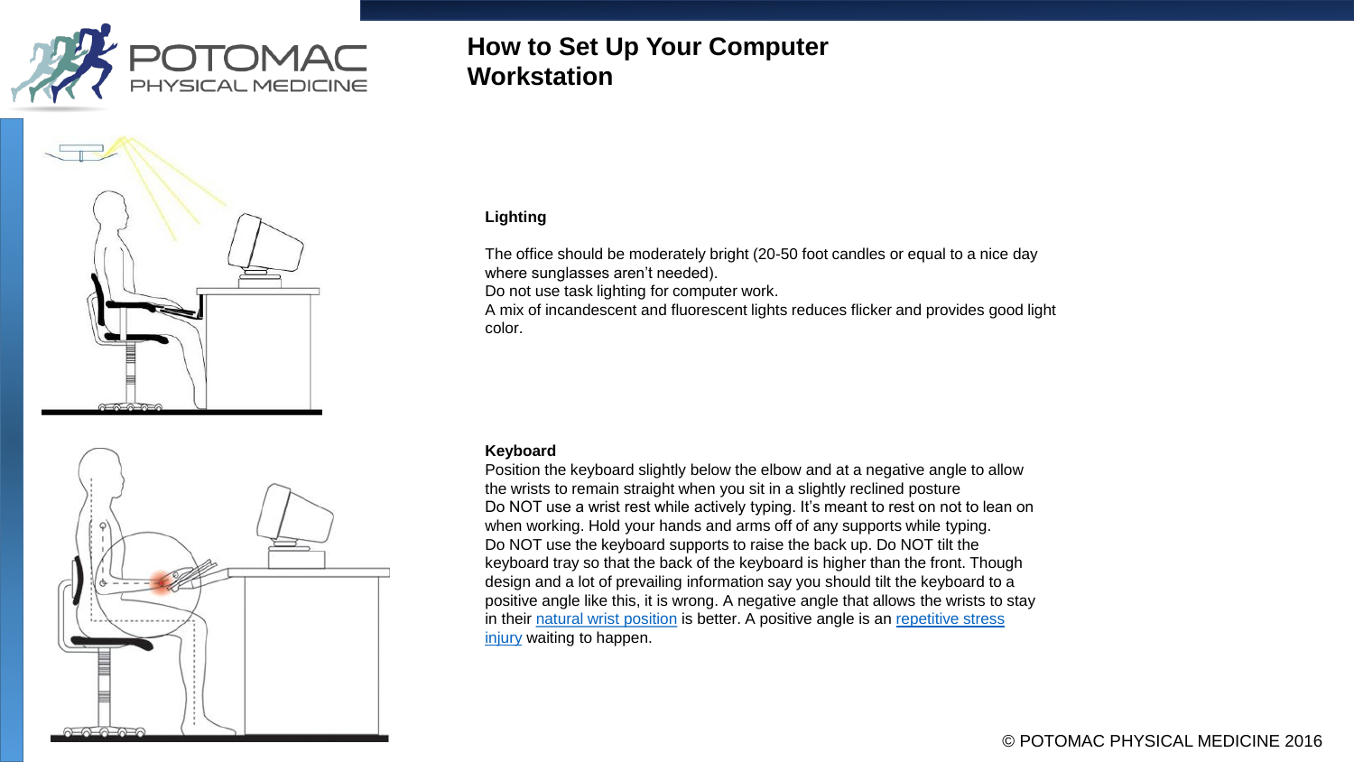# How to Set Up Your Computer Workstation

**Lighting**

The office should be moderately bright (20-50 foot candles or equal to a nice day where sunglasses aren't needed).
Do not use task lighting for computer work.
A mix of incandescent and fluorescent lights reduces flicker and provides good light color.

**Keyboard**

Position the keyboard slightly below the elbow and at a negative angle to allow the wrists to remain straight when you sit in a slightly reclined posture
Do NOT use a wrist rest while actively typing. It's meant to rest on not to lean on when working. Hold your hands and arms off of any supports while typing.
Do NOT use the keyboard supports to raise the back up. Do NOT tilt the keyboard tray so that the back of the keyboard is higher than the front. Though design and a lot of prevailing information say you should tilt the keyboard to a positive angle like this, it is wrong. A negative angle that allows the wrists to stay in their natural wrist position is better. A positive angle is an repetitive stress injury waiting to happen.

© POTOMAC PHYSICAL MEDICINE 2016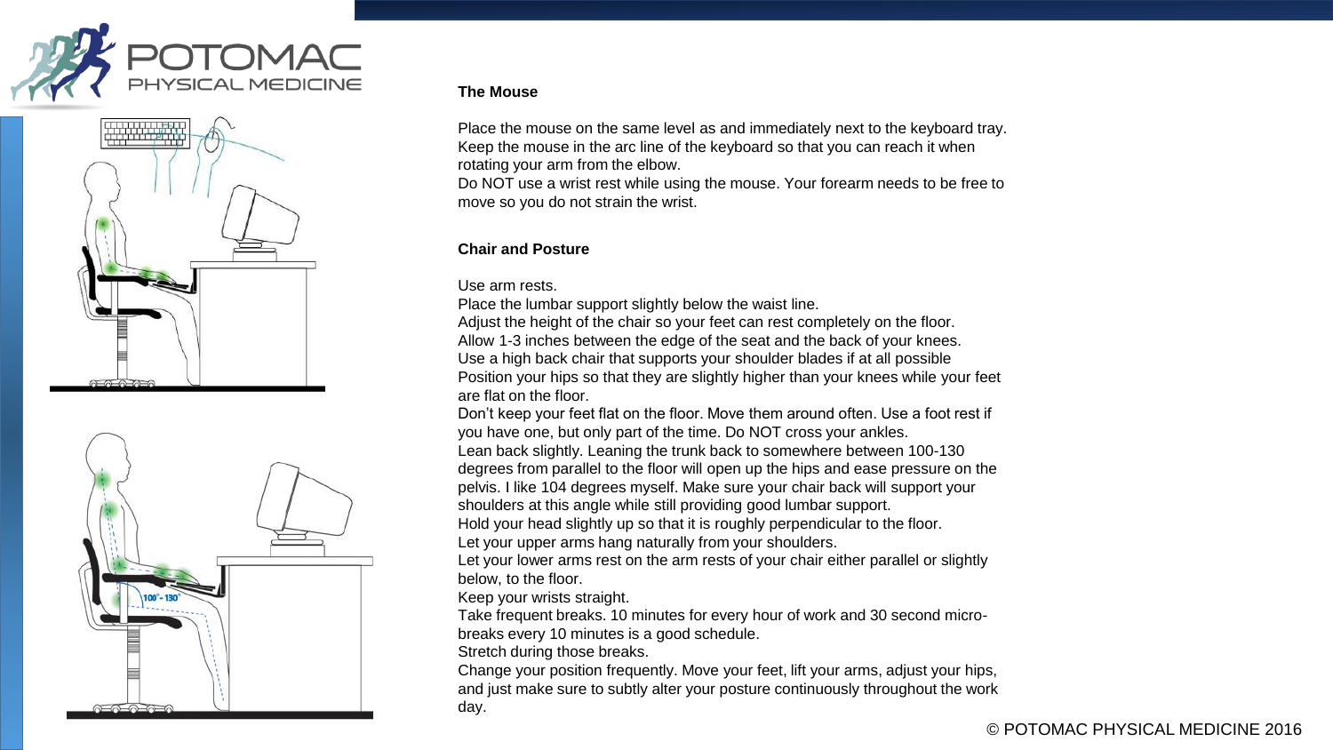### The Mouse

Place the mouse on the same level as and immediately next to the keyboard tray. Keep the mouse in the arc line of the keyboard so that you can reach it when rotating your arm from the elbow.
Do NOT use a wrist rest while using the mouse. Your forearm needs to be free to move so you do not strain the wrist.

### Chair and Posture

Use arm rests.
Place the lumbar support slightly below the waist line.
Adjust the height of the chair so your feet can rest completely on the floor.
Allow 1-3 inches between the edge of the seat and the back of your knees.
Use a high back chair that supports your shoulder blades if at all possible
Position your hips so that they are slightly higher than your knees while your feet are flat on the floor.
Don't keep your feet flat on the floor. Move them around often. Use a foot rest if you have one, but only part of the time. Do NOT cross your ankles.
Lean back slightly. Leaning the trunk back to somewhere between 100-130 degrees from parallel to the floor will open up the hips and ease pressure on the pelvis. I like 104 degrees myself. Make sure your chair back will support your shoulders at this angle while still providing good lumbar support.
Hold your head slightly up so that it is roughly perpendicular to the floor.
Let your upper arms hang naturally from your shoulders.
Let your lower arms rest on the arm rests of your chair either parallel or slightly below, to the floor.
Keep your wrists straight.
Take frequent breaks. 10 minutes for every hour of work and 30 second micro-breaks every 10 minutes is a good schedule.
Stretch during those breaks.
Change your position frequently. Move your feet, lift your arms, adjust your hips, and just make sure to subtly alter your posture continuously throughout the work day.

100°-130°

© POTOMAC PHYSICAL MEDICINE 2016